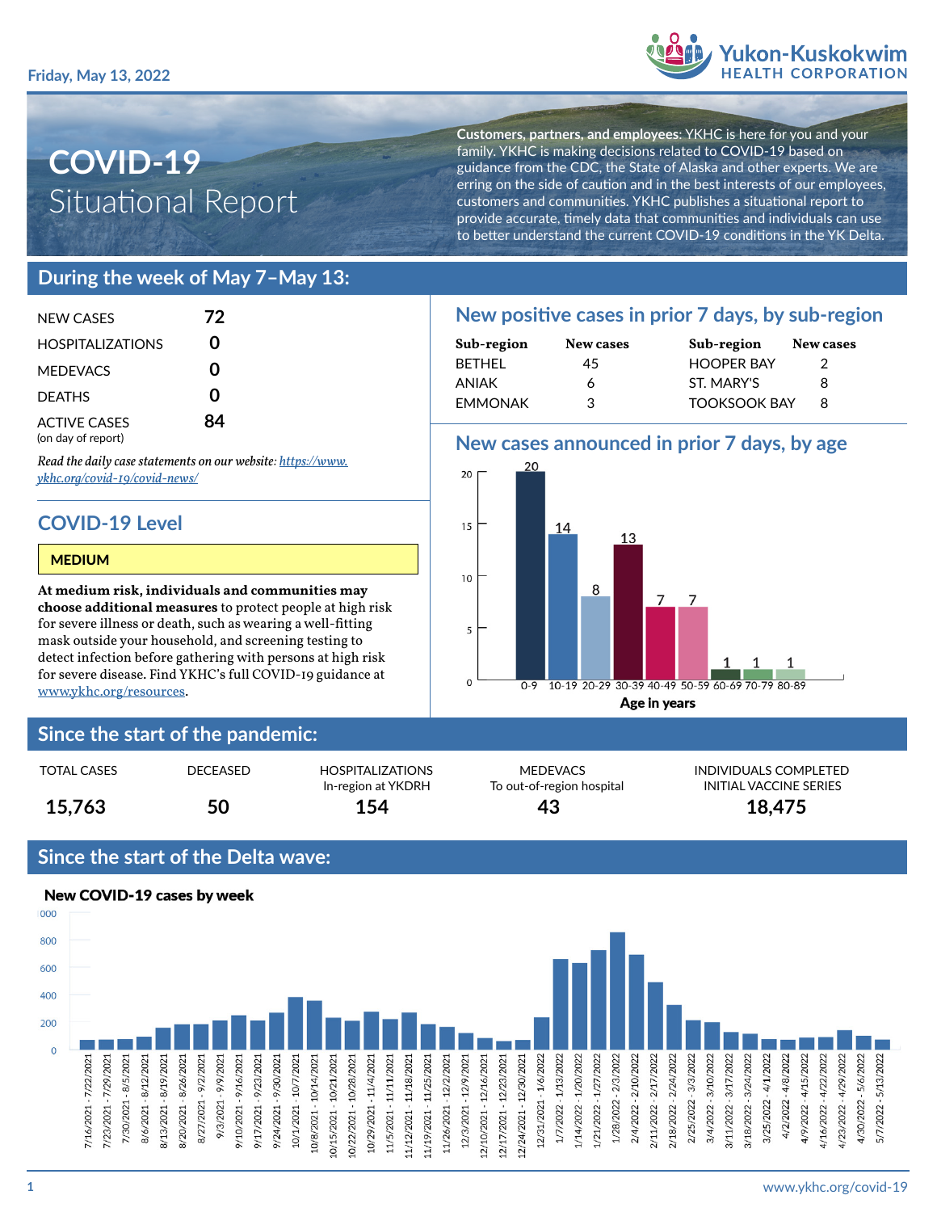Friday, May 13, 2022

Yukon-Kuskokwim HEALTH CORPORATION

# COVID-19 Situational Report

**Customers, partners, and employees:** YKHC is here for you and your family. YKHC is making decisions related to COVID-19 based on guidance from the CDC, the State of Alaska and other experts. We are erring on the side of caution and in the best interests of our employees, customers and communities. YKHC publishes a situational report to provide accurate, timely data that communities and individuals can use to better understand the current COVID-19 conditions in the YK Delta.

## During the week of May 7–May 13:

| | |
|---|---|
| NEW CASES | 72 |
| HOSPITALIZATIONS | 0 |
| MEDEVACS | 0 |
| DEATHS | 0 |
| ACTIVE CASES (on day of report) | 84 |

*Read the daily case statements on our website: https://www.ykhc.org/covid-19/covid-news/*

### COVID-19 Level

**MEDIUM**

**At medium risk, individuals and communities may choose additional measures** to protect people at high risk for severe illness or death, such as wearing a well-fitting mask outside your household, and screening testing to detect infection before gathering with persons at high risk for severe disease. Find YKHC's full COVID-19 guidance at www.ykhc.org/resources.

### New positive cases in prior 7 days, by sub-region

| Sub-region | New cases | Sub-region | New cases |
|---|---|---|---|
| BETHEL | 45 | HOOPER BAY | 2 |
| ANIAK | 6 | ST. MARY'S | 8 |
| EMMONAK | 3 | TOOKSOOK BAY | 8 |

### New cases announced in prior 7 days, by age

| Age in years | New cases |
|---|---|
| 0-9 | 20 |
| 10-19 | 14 |
| 20-29 | 8 |
| 30-39 | 13 |
| 40-49 | 7 |
| 50-59 | 7 |
| 60-69 | 1 |
| 70-79 | 1 |
| 80-89 | 1 |

## Since the start of the pandemic:

| TOTAL CASES | DECEASED | HOSPITALIZATIONS In-region at YKDRH | MEDEVACS To out-of-region hospital | INDIVIDUALS COMPLETED INITIAL VACCINE SERIES |
|---|---|---|---|---|
| 15,763 | 50 | 154 | 43 | 18,475 |

## Since the start of the Delta wave:

### New COVID-19 cases by week

(Bar chart of weekly new cases from 7/16/2021 - 7/22/2021 through 5/7/2022 - 5/13/2022; y-axis 0 to 1000.)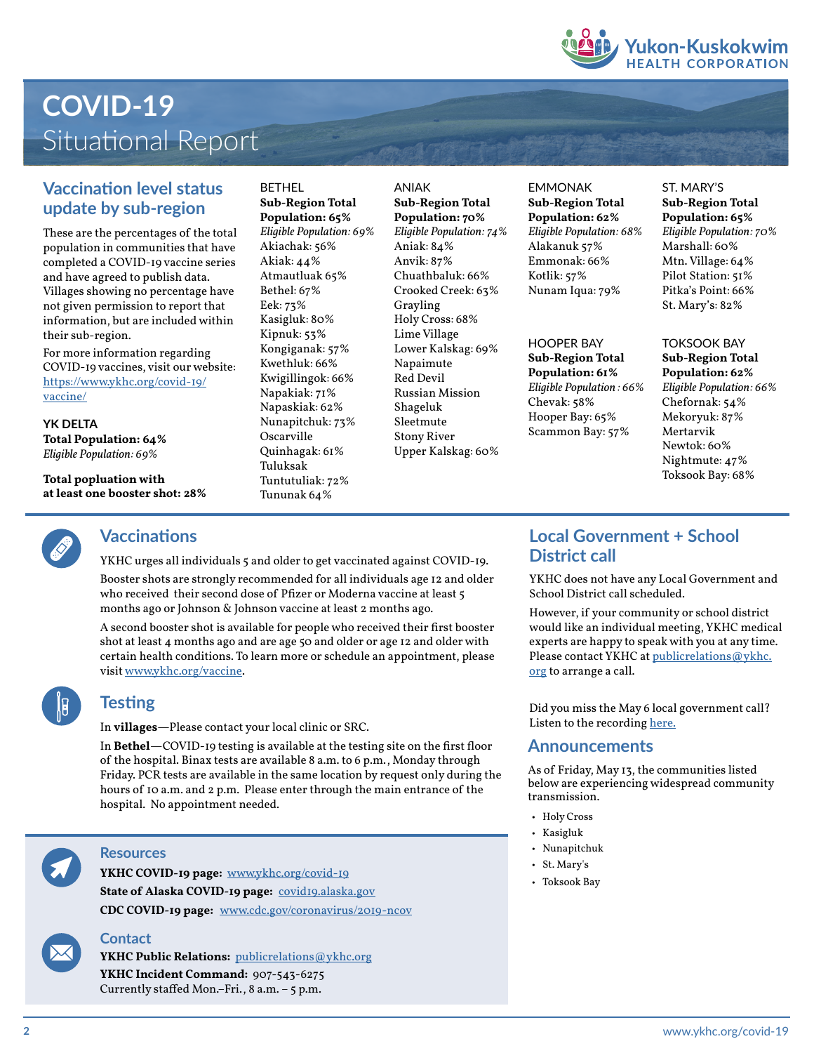# COVID-19 Situational Report

## Vaccination level status update by sub-region

These are the percentages of the total population in communities that have completed a COVID-19 vaccine series and have agreed to publish data. Villages showing no percentage have not given permission to report that information, but are included within their sub-region.

For more information regarding COVID-19 vaccines, visit our website: https://www.ykhc.org/covid-19/vaccine/

**YK DELTA**
**Total Population: 64%**
*Eligible Population: 69%*

**Total popluation with at least one booster shot: 28%**

### BETHEL

**Sub-Region Total Population: 65%**
*Eligible Population: 69%*

Akiachak: 56%
Akiak: 44%
Atmautluak 65%
Bethel: 67%
Eek: 73%
Kasigluk: 80%
Kipnuk: 53%
Kongiganak: 57%
Kwethluk: 66%
Kwigillingok: 66%
Napakiak: 71%
Napaskiak: 62%
Nunapitchuk: 73%
Oscarville
Quinhagak: 61%
Tuluksak
Tuntutuliak: 72%
Tununak 64%

### ANIAK

**Sub-Region Total Population: 70%**
*Eligible Population: 74%*

Aniak: 84%
Anvik: 87%
Chuathbaluk: 66%
Crooked Creek: 63%
Grayling
Holy Cross: 68%
Lime Village
Lower Kalskag: 69%
Napaimute
Red Devil
Russian Mission
Shageluk
Sleetmute
Stony River
Upper Kalskag: 60%

### EMMONAK

**Sub-Region Total Population: 62%**
*Eligible Population: 68%*

Alakanuk 57%
Emmonak: 66%
Kotlik: 57%
Nunam Iqua: 79%

### HOOPER BAY

**Sub-Region Total Population: 61%**
*Eligible Population : 66%*

Chevak: 58%
Hooper Bay: 65%
Scammon Bay: 57%

### ST. MARY'S

**Sub-Region Total Population: 65%**
*Eligible Population: 70%*

Marshall: 60%
Mtn. Village: 64%
Pilot Station: 51%
Pitka's Point: 66%
St. Mary's: 82%

### TOKSOOK BAY

**Sub-Region Total Population: 62%**
*Eligible Population: 66%*

Chefornak: 54%
Mekoryuk: 87%
Mertarvik
Newtok: 60%
Nightmute: 47%
Toksook Bay: 68%

## Vaccinations

YKHC urges all individuals 5 and older to get vaccinated against COVID-19.

Booster shots are strongly recommended for all individuals age 12 and older who received their second dose of Pfizer or Moderna vaccine at least 5 months ago or Johnson & Johnson vaccine at least 2 months ago.

A second booster shot is available for people who received their first booster shot at least 4 months ago and are age 50 and older or age 12 and older with certain health conditions. To learn more or schedule an appointment, please visit www.ykhc.org/vaccine.

## Testing

In **villages**—Please contact your local clinic or SRC.

In **Bethel**—COVID-19 testing is available at the testing site on the first floor of the hospital. Binax tests are available 8 a.m. to 6 p.m., Monday through Friday. PCR tests are available in the same location by request only during the hours of 10 a.m. and 2 p.m. Please enter through the main entrance of the hospital. No appointment needed.

## Resources

**YKHC COVID-19 page:** www.ykhc.org/covid-19
**State of Alaska COVID-19 page:** covid19.alaska.gov
**CDC COVID-19 page:** www.cdc.gov/coronavirus/2019-ncov

## Contact

**YKHC Public Relations:** publicrelations@ykhc.org
**YKHC Incident Command:** 907-543-6275
Currently staffed Mon.–Fri., 8 a.m. – 5 p.m.

## Local Government + School District call

YKHC does not have any Local Government and School District call scheduled.

However, if your community or school district would like an individual meeting, YKHC medical experts are happy to speak with you at any time. Please contact YKHC at publicrelations@ykhc.org to arrange a call.

Did you miss the May 6 local government call? Listen to the recording here.

## Announcements

As of Friday, May 13, the communities listed below are experiencing widespread community transmission.

- Holy Cross
- Kasigluk
- Nunapitchuk
- St. Mary's
- Toksook Bay